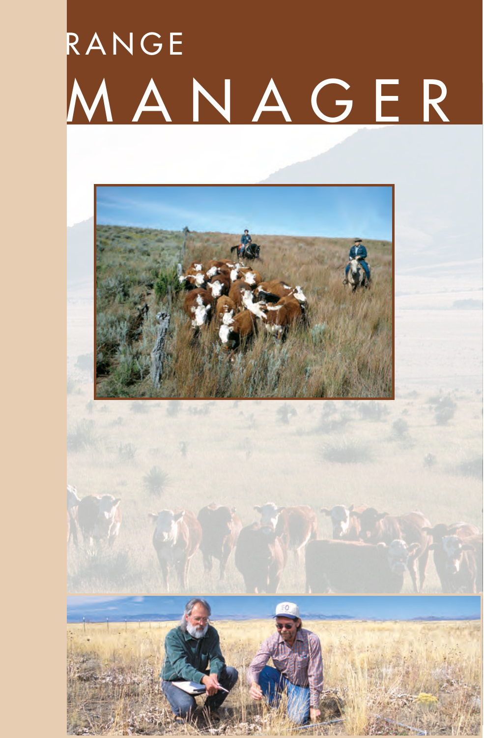# RANGE MANAGER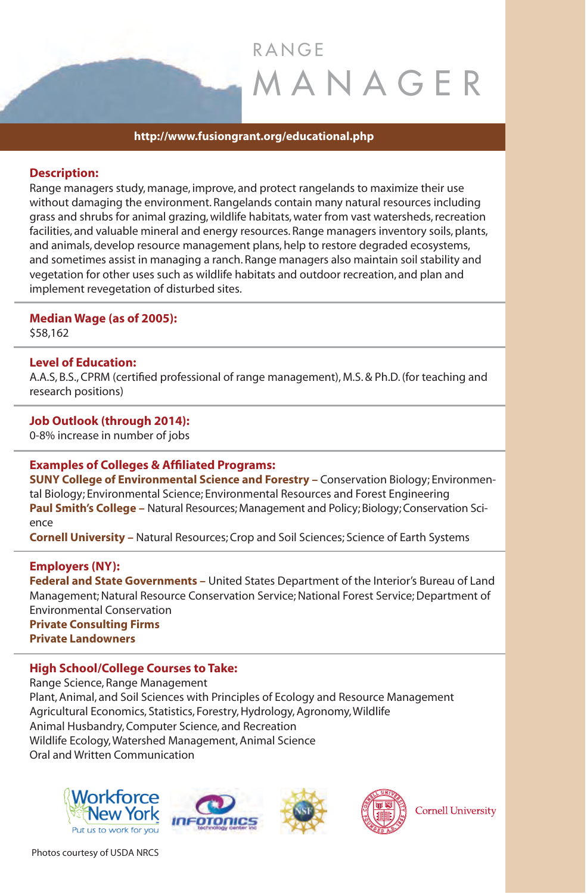# RANGE MANAGER

http://www.fusiongrant.org/educational.php

**Description:**

Range managers study, manage, improve, and protect rangelands to maximize their use without damaging the environment. Rangelands contain many natural resources including grass and shrubs for animal grazing, wildlife habitats, water from vast watersheds, recreation facilities, and valuable mineral and energy resources. Range managers inventory soils, plants, and animals, develop resource management plans, help to restore degraded ecosystems, and sometimes assist in managing a ranch. Range managers also maintain soil stability and vegetation for other uses such as wildlife habitats and outdoor recreation, and plan and implement revegetation of disturbed sites.

**Median Wage (as of 2005):**

$58,162

**Level of Education:**

A.A.S, B.S., CPRM (certified professional of range management), M.S. & Ph.D. (for teaching and research positions)

**Job Outlook (through 2014):**

0-8% increase in number of jobs

**Examples of Colleges & Affiliated Programs:**

**SUNY College of Environmental Science and Forestry –** Conservation Biology; Environmental Biology; Environmental Science; Environmental Resources and Forest Engineering
**Paul Smith's College –** Natural Resources; Management and Policy; Biology; Conservation Science
**Cornell University –** Natural Resources; Crop and Soil Sciences; Science of Earth Systems

**Employers (NY):**

**Federal and State Governments –** United States Department of the Interior's Bureau of Land Management; Natural Resource Conservation Service; National Forest Service; Department of Environmental Conservation
**Private Consulting Firms**
**Private Landowners**

**High School/College Courses to Take:**

Range Science, Range Management
Plant, Animal, and Soil Sciences with Principles of Ecology and Resource Management
Agricultural Economics, Statistics, Forestry, Hydrology, Agronomy, Wildlife
Animal Husbandry, Computer Science, and Recreation
Wildlife Ecology, Watershed Management, Animal Science
Oral and Written Communication

Workforce New York – Put us to work for you
Infotonics technology center inc
NSF
Cornell University

Photos courtesy of USDA NRCS